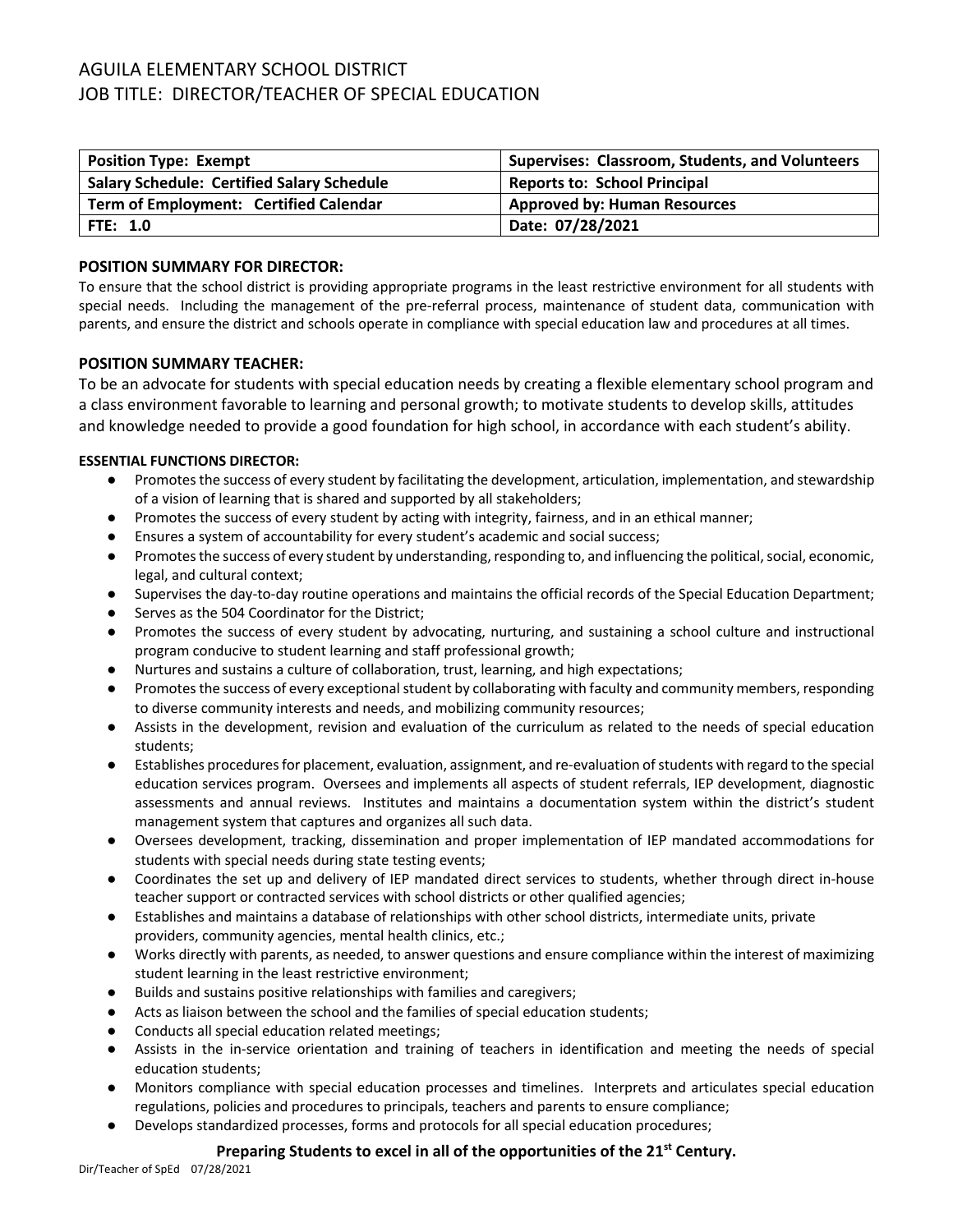# AGUILA ELEMENTARY SCHOOL DISTRICT
## JOB TITLE: DIRECTOR/TEACHER OF SPECIAL EDUCATION

| **Position Type: Exempt** | **Supervises: Classroom, Students, and Volunteers** |
|---|---|
| **Salary Schedule: Certified Salary Schedule** | **Reports to: School Principal** |
| **Term of Employment: Certified Calendar** | **Approved by: Human Resources** |
| **FTE: 1.0** | **Date: 07/28/2021** |

**POSITION SUMMARY FOR DIRECTOR:**

To ensure that the school district is providing appropriate programs in the least restrictive environment for all students with special needs. Including the management of the pre-referral process, maintenance of student data, communication with parents, and ensure the district and schools operate in compliance with special education law and procedures at all times.

**POSITION SUMMARY TEACHER:**

To be an advocate for students with special education needs by creating a flexible elementary school program and a class environment favorable to learning and personal growth; to motivate students to develop skills, attitudes and knowledge needed to provide a good foundation for high school, in accordance with each student's ability.

**ESSENTIAL FUNCTIONS DIRECTOR:**

- Promotes the success of every student by facilitating the development, articulation, implementation, and stewardship of a vision of learning that is shared and supported by all stakeholders;
- Promotes the success of every student by acting with integrity, fairness, and in an ethical manner;
- Ensures a system of accountability for every student's academic and social success;
- Promotes the success of every student by understanding, responding to, and influencing the political, social, economic, legal, and cultural context;
- Supervises the day-to-day routine operations and maintains the official records of the Special Education Department;
- Serves as the 504 Coordinator for the District;
- Promotes the success of every student by advocating, nurturing, and sustaining a school culture and instructional program conducive to student learning and staff professional growth;
- Nurtures and sustains a culture of collaboration, trust, learning, and high expectations;
- Promotes the success of every exceptional student by collaborating with faculty and community members, responding to diverse community interests and needs, and mobilizing community resources;
- Assists in the development, revision and evaluation of the curriculum as related to the needs of special education students;
- Establishes procedures for placement, evaluation, assignment, and re-evaluation of students with regard to the special education services program. Oversees and implements all aspects of student referrals, IEP development, diagnostic assessments and annual reviews. Institutes and maintains a documentation system within the district's student management system that captures and organizes all such data.
- Oversees development, tracking, dissemination and proper implementation of IEP mandated accommodations for students with special needs during state testing events;
- Coordinates the set up and delivery of IEP mandated direct services to students, whether through direct in-house teacher support or contracted services with school districts or other qualified agencies;
- Establishes and maintains a database of relationships with other school districts, intermediate units, private providers, community agencies, mental health clinics, etc.;
- Works directly with parents, as needed, to answer questions and ensure compliance within the interest of maximizing student learning in the least restrictive environment;
- Builds and sustains positive relationships with families and caregivers;
- Acts as liaison between the school and the families of special education students;
- Conducts all special education related meetings;
- Assists in the in-service orientation and training of teachers in identification and meeting the needs of special education students;
- Monitors compliance with special education processes and timelines. Interprets and articulates special education regulations, policies and procedures to principals, teachers and parents to ensure compliance;
- Develops standardized processes, forms and protocols for all special education procedures;

**Preparing Students to excel in all of the opportunities of the 21st Century.**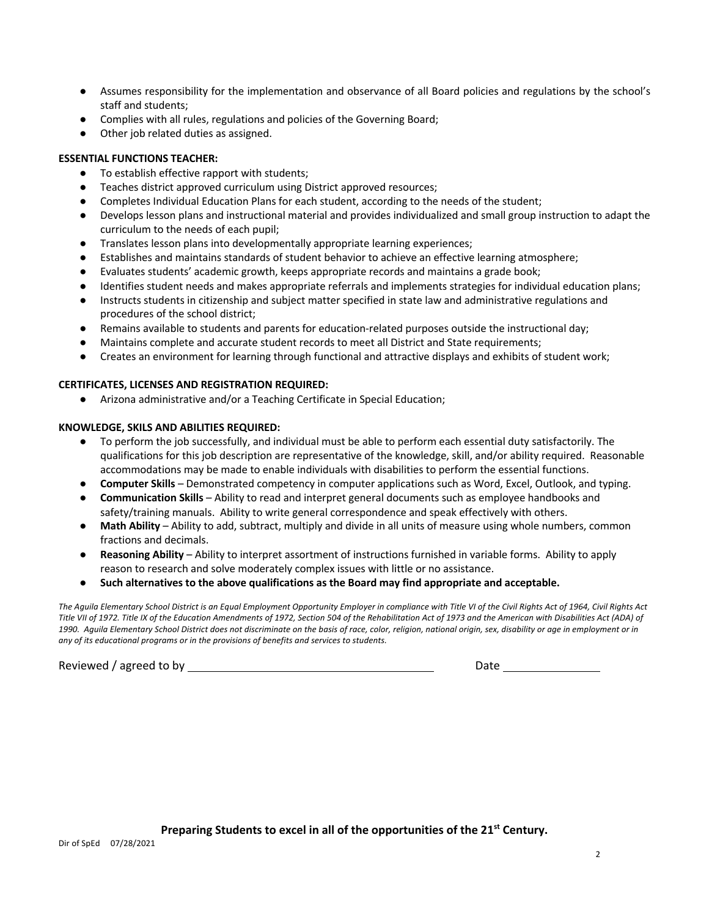- Assumes responsibility for the implementation and observance of all Board policies and regulations by the school's staff and students;
- Complies with all rules, regulations and policies of the Governing Board;
- Other job related duties as assigned.

**ESSENTIAL FUNCTIONS TEACHER:**

- To establish effective rapport with students;
- Teaches district approved curriculum using District approved resources;
- Completes Individual Education Plans for each student, according to the needs of the student;
- Develops lesson plans and instructional material and provides individualized and small group instruction to adapt the curriculum to the needs of each pupil;
- Translates lesson plans into developmentally appropriate learning experiences;
- Establishes and maintains standards of student behavior to achieve an effective learning atmosphere;
- Evaluates students' academic growth, keeps appropriate records and maintains a grade book;
- Identifies student needs and makes appropriate referrals and implements strategies for individual education plans;
- Instructs students in citizenship and subject matter specified in state law and administrative regulations and procedures of the school district;
- Remains available to students and parents for education-related purposes outside the instructional day;
- Maintains complete and accurate student records to meet all District and State requirements;
- Creates an environment for learning through functional and attractive displays and exhibits of student work;

**CERTIFICATES, LICENSES AND REGISTRATION REQUIRED:**

- Arizona administrative and/or a Teaching Certificate in Special Education;

**KNOWLEDGE, SKILS AND ABILITIES REQUIRED:**

- To perform the job successfully, and individual must be able to perform each essential duty satisfactorily. The qualifications for this job description are representative of the knowledge, skill, and/or ability required. Reasonable accommodations may be made to enable individuals with disabilities to perform the essential functions.
- **Computer Skills** – Demonstrated competency in computer applications such as Word, Excel, Outlook, and typing.
- **Communication Skills** – Ability to read and interpret general documents such as employee handbooks and safety/training manuals. Ability to write general correspondence and speak effectively with others.
- **Math Ability** – Ability to add, subtract, multiply and divide in all units of measure using whole numbers, common fractions and decimals.
- **Reasoning Ability** – Ability to interpret assortment of instructions furnished in variable forms. Ability to apply reason to research and solve moderately complex issues with little or no assistance.
- **Such alternatives to the above qualifications as the Board may find appropriate and acceptable.**

*The Aguila Elementary School District is an Equal Employment Opportunity Employer in compliance with Title VI of the Civil Rights Act of 1964, Civil Rights Act Title VII of 1972. Title IX of the Education Amendments of 1972, Section 504 of the Rehabilitation Act of 1973 and the American with Disabilities Act (ADA) of 1990. Aguila Elementary School District does not discriminate on the basis of race, color, religion, national origin, sex, disability or age in employment or in any of its educational programs or in the provisions of benefits and services to students.*

Reviewed / agreed to by \_\_\_\_\_\_\_\_\_\_\_\_\_\_\_\_\_\_\_\_\_\_\_\_\_\_\_\_\_\_\_\_\_\_\_\_\_\_ Date \_\_\_\_\_\_\_\_\_\_\_\_\_\_\_

**Preparing Students to excel in all of the opportunities of the 21st Century.**

Dir of SpEd 07/28/2021